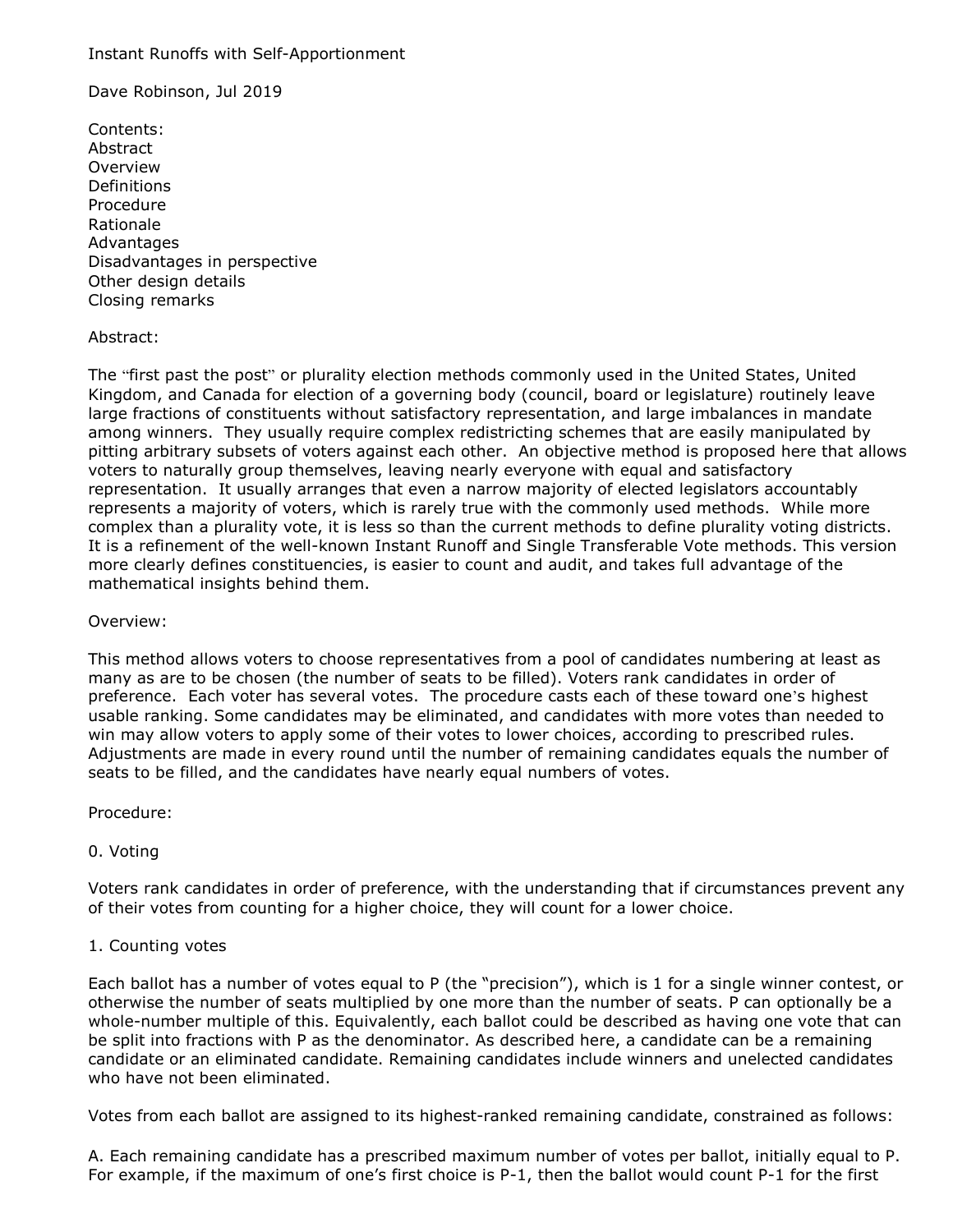# Instant Runoffs with Self-Apportionment

Dave Robinson, Jul 2019

Contents:
Abstract
Overview
Definitions
Procedure
Rationale
Advantages
Disadvantages in perspective
Other design details
Closing remarks

## Abstract:

The "first past the post" or plurality election methods commonly used in the United States, United Kingdom, and Canada for election of a governing body (council, board or legislature) routinely leave large fractions of constituents without satisfactory representation, and large imbalances in mandate among winners. They usually require complex redistricting schemes that are easily manipulated by pitting arbitrary subsets of voters against each other. An objective method is proposed here that allows voters to naturally group themselves, leaving nearly everyone with equal and satisfactory representation. It usually arranges that even a narrow majority of elected legislators accountably represents a majority of voters, which is rarely true with the commonly used methods. While more complex than a plurality vote, it is less so than the current methods to define plurality voting districts. It is a refinement of the well-known Instant Runoff and Single Transferable Vote methods. This version more clearly defines constituencies, is easier to count and audit, and takes full advantage of the mathematical insights behind them.

## Overview:

This method allows voters to choose representatives from a pool of candidates numbering at least as many as are to be chosen (the number of seats to be filled). Voters rank candidates in order of preference. Each voter has several votes. The procedure casts each of these toward one's highest usable ranking. Some candidates may be eliminated, and candidates with more votes than needed to win may allow voters to apply some of their votes to lower choices, according to prescribed rules. Adjustments are made in every round until the number of remaining candidates equals the number of seats to be filled, and the candidates have nearly equal numbers of votes.

## Procedure:

### 0. Voting

Voters rank candidates in order of preference, with the understanding that if circumstances prevent any of their votes from counting for a higher choice, they will count for a lower choice.

### 1. Counting votes

Each ballot has a number of votes equal to P (the "precision"), which is 1 for a single winner contest, or otherwise the number of seats multiplied by one more than the number of seats. P can optionally be a whole-number multiple of this. Equivalently, each ballot could be described as having one vote that can be split into fractions with P as the denominator. As described here, a candidate can be a remaining candidate or an eliminated candidate. Remaining candidates include winners and unelected candidates who have not been eliminated.

Votes from each ballot are assigned to its highest-ranked remaining candidate, constrained as follows:

A. Each remaining candidate has a prescribed maximum number of votes per ballot, initially equal to P. For example, if the maximum of one's first choice is P-1, then the ballot would count P-1 for the first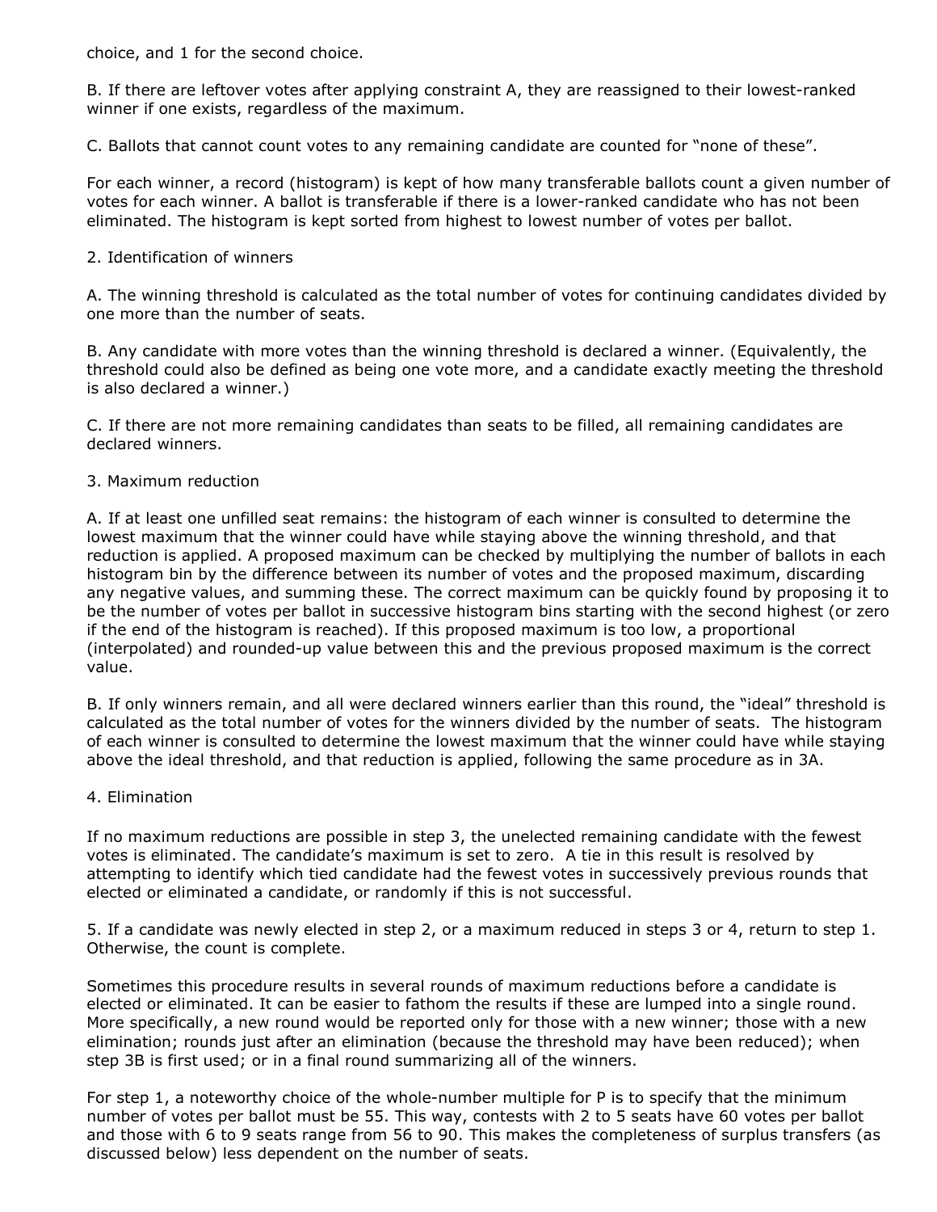choice, and 1 for the second choice.

B. If there are leftover votes after applying constraint A, they are reassigned to their lowest-ranked winner if one exists, regardless of the maximum.

C. Ballots that cannot count votes to any remaining candidate are counted for "none of these".

For each winner, a record (histogram) is kept of how many transferable ballots count a given number of votes for each winner. A ballot is transferable if there is a lower-ranked candidate who has not been eliminated. The histogram is kept sorted from highest to lowest number of votes per ballot.

2. Identification of winners

A. The winning threshold is calculated as the total number of votes for continuing candidates divided by one more than the number of seats.

B. Any candidate with more votes than the winning threshold is declared a winner. (Equivalently, the threshold could also be defined as being one vote more, and a candidate exactly meeting the threshold is also declared a winner.)

C. If there are not more remaining candidates than seats to be filled, all remaining candidates are declared winners.

3. Maximum reduction

A. If at least one unfilled seat remains: the histogram of each winner is consulted to determine the lowest maximum that the winner could have while staying above the winning threshold, and that reduction is applied. A proposed maximum can be checked by multiplying the number of ballots in each histogram bin by the difference between its number of votes and the proposed maximum, discarding any negative values, and summing these. The correct maximum can be quickly found by proposing it to be the number of votes per ballot in successive histogram bins starting with the second highest (or zero if the end of the histogram is reached). If this proposed maximum is too low, a proportional (interpolated) and rounded-up value between this and the previous proposed maximum is the correct value.

B. If only winners remain, and all were declared winners earlier than this round, the "ideal" threshold is calculated as the total number of votes for the winners divided by the number of seats. The histogram of each winner is consulted to determine the lowest maximum that the winner could have while staying above the ideal threshold, and that reduction is applied, following the same procedure as in 3A.

4. Elimination

If no maximum reductions are possible in step 3, the unelected remaining candidate with the fewest votes is eliminated. The candidate's maximum is set to zero. A tie in this result is resolved by attempting to identify which tied candidate had the fewest votes in successively previous rounds that elected or eliminated a candidate, or randomly if this is not successful.

5. If a candidate was newly elected in step 2, or a maximum reduced in steps 3 or 4, return to step 1. Otherwise, the count is complete.

Sometimes this procedure results in several rounds of maximum reductions before a candidate is elected or eliminated. It can be easier to fathom the results if these are lumped into a single round. More specifically, a new round would be reported only for those with a new winner; those with a new elimination; rounds just after an elimination (because the threshold may have been reduced); when step 3B is first used; or in a final round summarizing all of the winners.

For step 1, a noteworthy choice of the whole-number multiple for P is to specify that the minimum number of votes per ballot must be 55. This way, contests with 2 to 5 seats have 60 votes per ballot and those with 6 to 9 seats range from 56 to 90. This makes the completeness of surplus transfers (as discussed below) less dependent on the number of seats.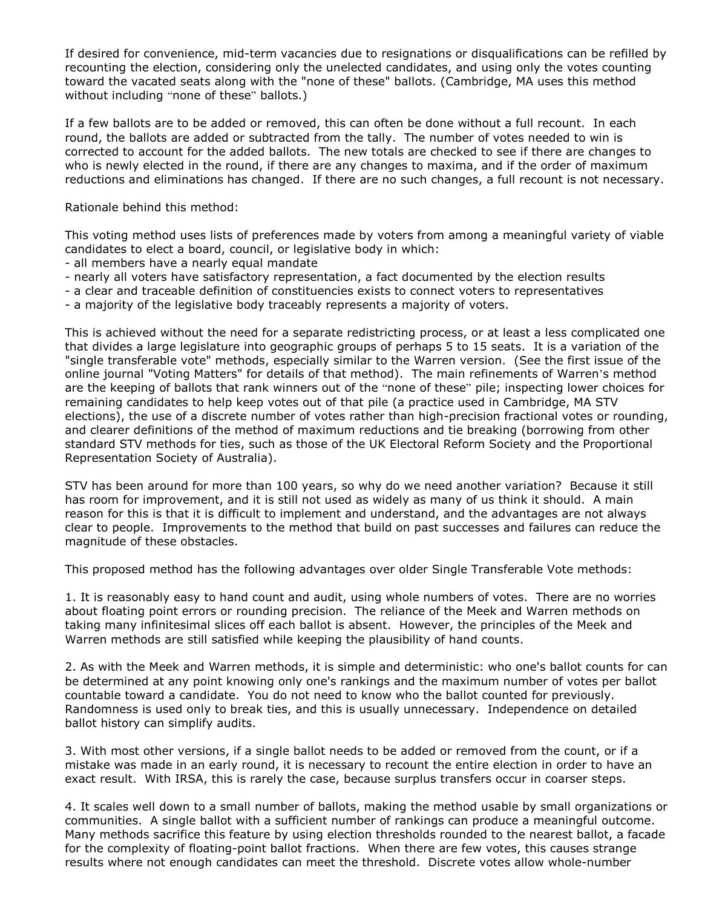If desired for convenience, mid-term vacancies due to resignations or disqualifications can be refilled by recounting the election, considering only the unelected candidates, and using only the votes counting toward the vacated seats along with the "none of these" ballots. (Cambridge, MA uses this method without including "none of these" ballots.)

If a few ballots are to be added or removed, this can often be done without a full recount. In each round, the ballots are added or subtracted from the tally. The number of votes needed to win is corrected to account for the added ballots. The new totals are checked to see if there are changes to who is newly elected in the round, if there are any changes to maxima, and if the order of maximum reductions and eliminations has changed. If there are no such changes, a full recount is not necessary.

Rationale behind this method:

This voting method uses lists of preferences made by voters from among a meaningful variety of viable candidates to elect a board, council, or legislative body in which:
- all members have a nearly equal mandate
- nearly all voters have satisfactory representation, a fact documented by the election results
- a clear and traceable definition of constituencies exists to connect voters to representatives
- a majority of the legislative body traceably represents a majority of voters.

This is achieved without the need for a separate redistricting process, or at least a less complicated one that divides a large legislature into geographic groups of perhaps 5 to 15 seats. It is a variation of the "single transferable vote" methods, especially similar to the Warren version. (See the first issue of the online journal "Voting Matters" for details of that method). The main refinements of Warren's method are the keeping of ballots that rank winners out of the "none of these" pile; inspecting lower choices for remaining candidates to help keep votes out of that pile (a practice used in Cambridge, MA STV elections), the use of a discrete number of votes rather than high-precision fractional votes or rounding, and clearer definitions of the method of maximum reductions and tie breaking (borrowing from other standard STV methods for ties, such as those of the UK Electoral Reform Society and the Proportional Representation Society of Australia).

STV has been around for more than 100 years, so why do we need another variation? Because it still has room for improvement, and it is still not used as widely as many of us think it should. A main reason for this is that it is difficult to implement and understand, and the advantages are not always clear to people. Improvements to the method that build on past successes and failures can reduce the magnitude of these obstacles.

This proposed method has the following advantages over older Single Transferable Vote methods:

1. It is reasonably easy to hand count and audit, using whole numbers of votes. There are no worries about floating point errors or rounding precision. The reliance of the Meek and Warren methods on taking many infinitesimal slices off each ballot is absent. However, the principles of the Meek and Warren methods are still satisfied while keeping the plausibility of hand counts.

2. As with the Meek and Warren methods, it is simple and deterministic: who one's ballot counts for can be determined at any point knowing only one's rankings and the maximum number of votes per ballot countable toward a candidate. You do not need to know who the ballot counted for previously. Randomness is used only to break ties, and this is usually unnecessary. Independence on detailed ballot history can simplify audits.

3. With most other versions, if a single ballot needs to be added or removed from the count, or if a mistake was made in an early round, it is necessary to recount the entire election in order to have an exact result. With IRSA, this is rarely the case, because surplus transfers occur in coarser steps.

4. It scales well down to a small number of ballots, making the method usable by small organizations or communities. A single ballot with a sufficient number of rankings can produce a meaningful outcome. Many methods sacrifice this feature by using election thresholds rounded to the nearest ballot, a facade for the complexity of floating-point ballot fractions. When there are few votes, this causes strange results where not enough candidates can meet the threshold. Discrete votes allow whole-number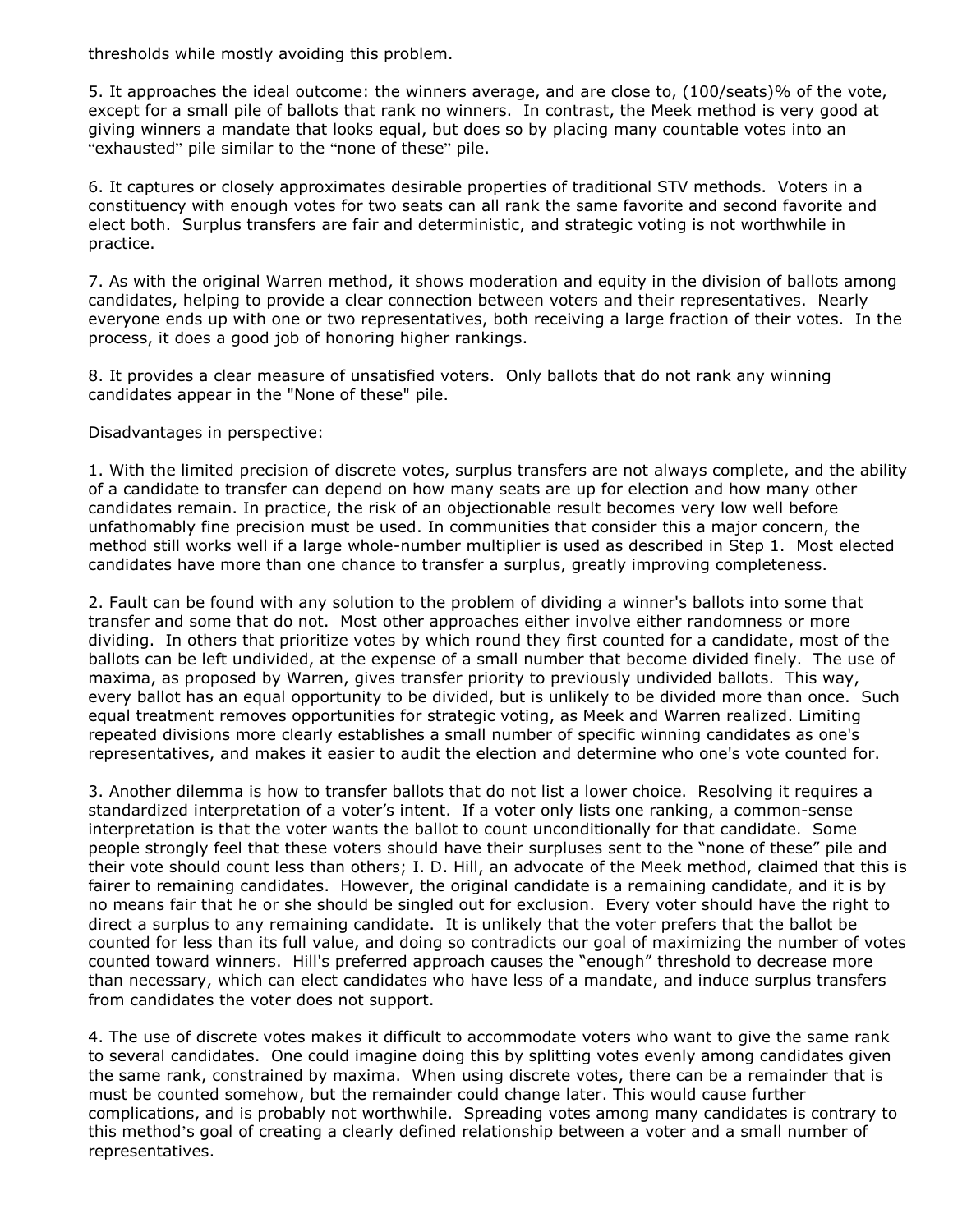thresholds while mostly avoiding this problem.

5. It approaches the ideal outcome: the winners average, and are close to, (100/seats)% of the vote, except for a small pile of ballots that rank no winners. In contrast, the Meek method is very good at giving winners a mandate that looks equal, but does so by placing many countable votes into an "exhausted" pile similar to the "none of these" pile.

6. It captures or closely approximates desirable properties of traditional STV methods. Voters in a constituency with enough votes for two seats can all rank the same favorite and second favorite and elect both. Surplus transfers are fair and deterministic, and strategic voting is not worthwhile in practice.

7. As with the original Warren method, it shows moderation and equity in the division of ballots among candidates, helping to provide a clear connection between voters and their representatives. Nearly everyone ends up with one or two representatives, both receiving a large fraction of their votes. In the process, it does a good job of honoring higher rankings.

8. It provides a clear measure of unsatisfied voters. Only ballots that do not rank any winning candidates appear in the "None of these" pile.

Disadvantages in perspective:

1. With the limited precision of discrete votes, surplus transfers are not always complete, and the ability of a candidate to transfer can depend on how many seats are up for election and how many other candidates remain. In practice, the risk of an objectionable result becomes very low well before unfathomably fine precision must be used. In communities that consider this a major concern, the method still works well if a large whole-number multiplier is used as described in Step 1. Most elected candidates have more than one chance to transfer a surplus, greatly improving completeness.

2. Fault can be found with any solution to the problem of dividing a winner's ballots into some that transfer and some that do not. Most other approaches either involve either randomness or more dividing. In others that prioritize votes by which round they first counted for a candidate, most of the ballots can be left undivided, at the expense of a small number that become divided finely. The use of maxima, as proposed by Warren, gives transfer priority to previously undivided ballots. This way, every ballot has an equal opportunity to be divided, but is unlikely to be divided more than once. Such equal treatment removes opportunities for strategic voting, as Meek and Warren realized. Limiting repeated divisions more clearly establishes a small number of specific winning candidates as one's representatives, and makes it easier to audit the election and determine who one's vote counted for.

3. Another dilemma is how to transfer ballots that do not list a lower choice. Resolving it requires a standardized interpretation of a voter's intent. If a voter only lists one ranking, a common-sense interpretation is that the voter wants the ballot to count unconditionally for that candidate. Some people strongly feel that these voters should have their surpluses sent to the "none of these" pile and their vote should count less than others; I. D. Hill, an advocate of the Meek method, claimed that this is fairer to remaining candidates. However, the original candidate is a remaining candidate, and it is by no means fair that he or she should be singled out for exclusion. Every voter should have the right to direct a surplus to any remaining candidate. It is unlikely that the voter prefers that the ballot be counted for less than its full value, and doing so contradicts our goal of maximizing the number of votes counted toward winners. Hill's preferred approach causes the "enough" threshold to decrease more than necessary, which can elect candidates who have less of a mandate, and induce surplus transfers from candidates the voter does not support.

4. The use of discrete votes makes it difficult to accommodate voters who want to give the same rank to several candidates. One could imagine doing this by splitting votes evenly among candidates given the same rank, constrained by maxima. When using discrete votes, there can be a remainder that is must be counted somehow, but the remainder could change later. This would cause further complications, and is probably not worthwhile. Spreading votes among many candidates is contrary to this method's goal of creating a clearly defined relationship between a voter and a small number of representatives.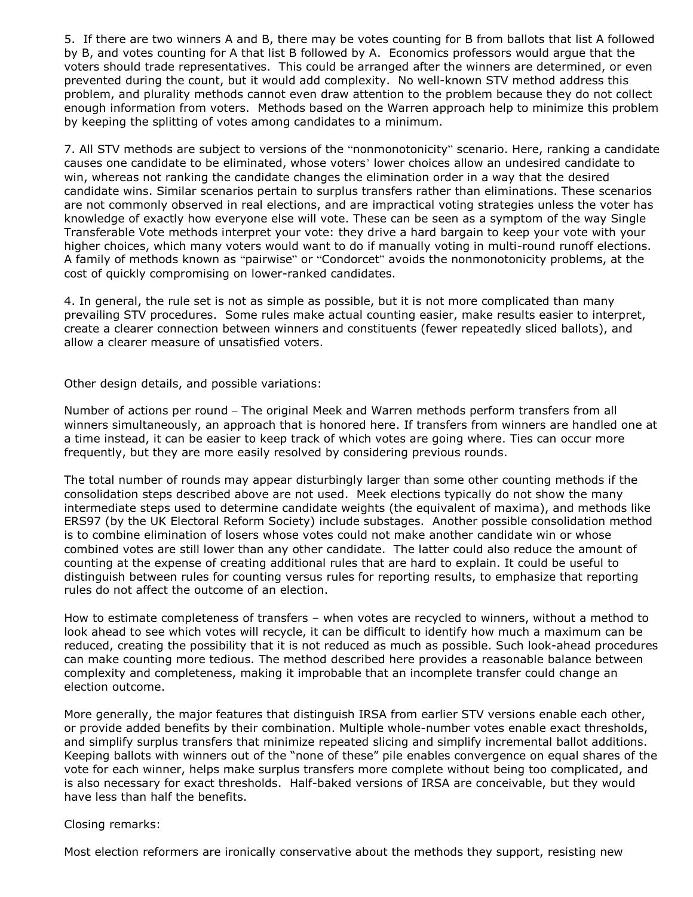5. If there are two winners A and B, there may be votes counting for B from ballots that list A followed by B, and votes counting for A that list B followed by A. Economics professors would argue that the voters should trade representatives. This could be arranged after the winners are determined, or even prevented during the count, but it would add complexity. No well-known STV method address this problem, and plurality methods cannot even draw attention to the problem because they do not collect enough information from voters. Methods based on the Warren approach help to minimize this problem by keeping the splitting of votes among candidates to a minimum.

7. All STV methods are subject to versions of the "nonmonotonicity" scenario. Here, ranking a candidate causes one candidate to be eliminated, whose voters' lower choices allow an undesired candidate to win, whereas not ranking the candidate changes the elimination order in a way that the desired candidate wins. Similar scenarios pertain to surplus transfers rather than eliminations. These scenarios are not commonly observed in real elections, and are impractical voting strategies unless the voter has knowledge of exactly how everyone else will vote. These can be seen as a symptom of the way Single Transferable Vote methods interpret your vote: they drive a hard bargain to keep your vote with your higher choices, which many voters would want to do if manually voting in multi-round runoff elections. A family of methods known as "pairwise" or "Condorcet" avoids the nonmonotonicity problems, at the cost of quickly compromising on lower-ranked candidates.

4. In general, the rule set is not as simple as possible, but it is not more complicated than many prevailing STV procedures. Some rules make actual counting easier, make results easier to interpret, create a clearer connection between winners and constituents (fewer repeatedly sliced ballots), and allow a clearer measure of unsatisfied voters.

Other design details, and possible variations:

Number of actions per round – The original Meek and Warren methods perform transfers from all winners simultaneously, an approach that is honored here. If transfers from winners are handled one at a time instead, it can be easier to keep track of which votes are going where. Ties can occur more frequently, but they are more easily resolved by considering previous rounds.

The total number of rounds may appear disturbingly larger than some other counting methods if the consolidation steps described above are not used. Meek elections typically do not show the many intermediate steps used to determine candidate weights (the equivalent of maxima), and methods like ERS97 (by the UK Electoral Reform Society) include substages. Another possible consolidation method is to combine elimination of losers whose votes could not make another candidate win or whose combined votes are still lower than any other candidate. The latter could also reduce the amount of counting at the expense of creating additional rules that are hard to explain. It could be useful to distinguish between rules for counting versus rules for reporting results, to emphasize that reporting rules do not affect the outcome of an election.

How to estimate completeness of transfers – when votes are recycled to winners, without a method to look ahead to see which votes will recycle, it can be difficult to identify how much a maximum can be reduced, creating the possibility that it is not reduced as much as possible. Such look-ahead procedures can make counting more tedious. The method described here provides a reasonable balance between complexity and completeness, making it improbable that an incomplete transfer could change an election outcome.

More generally, the major features that distinguish IRSA from earlier STV versions enable each other, or provide added benefits by their combination. Multiple whole-number votes enable exact thresholds, and simplify surplus transfers that minimize repeated slicing and simplify incremental ballot additions. Keeping ballots with winners out of the "none of these" pile enables convergence on equal shares of the vote for each winner, helps make surplus transfers more complete without being too complicated, and is also necessary for exact thresholds. Half-baked versions of IRSA are conceivable, but they would have less than half the benefits.

Closing remarks:

Most election reformers are ironically conservative about the methods they support, resisting new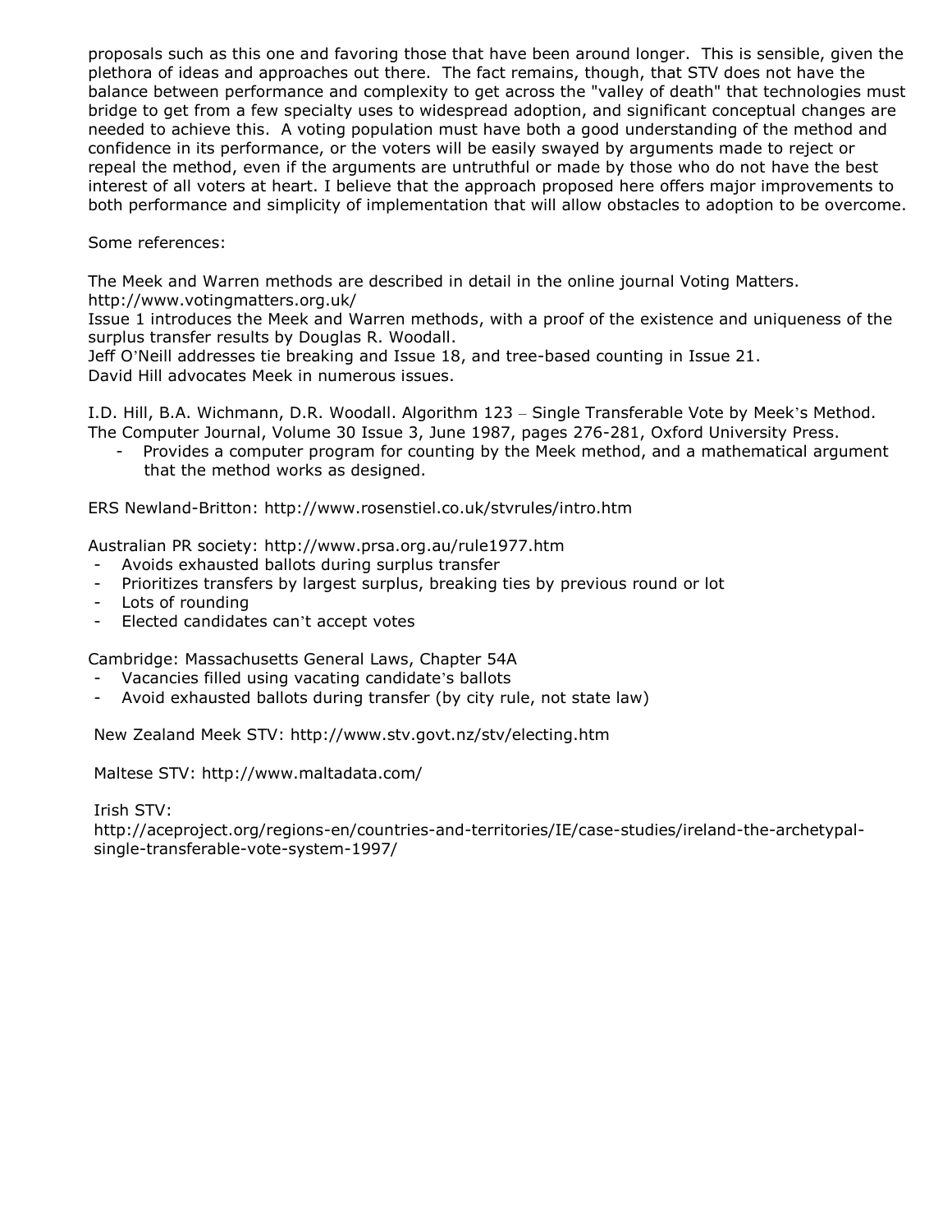proposals such as this one and favoring those that have been around longer. This is sensible, given the plethora of ideas and approaches out there. The fact remains, though, that STV does not have the balance between performance and complexity to get across the "valley of death" that technologies must bridge to get from a few specialty uses to widespread adoption, and significant conceptual changes are needed to achieve this. A voting population must have both a good understanding of the method and confidence in its performance, or the voters will be easily swayed by arguments made to reject or repeal the method, even if the arguments are untruthful or made by those who do not have the best interest of all voters at heart. I believe that the approach proposed here offers major improvements to both performance and simplicity of implementation that will allow obstacles to adoption to be overcome.

Some references:

The Meek and Warren methods are described in detail in the online journal Voting Matters.
http://www.votingmatters.org.uk/
Issue 1 introduces the Meek and Warren methods, with a proof of the existence and uniqueness of the surplus transfer results by Douglas R. Woodall.
Jeff O'Neill addresses tie breaking and Issue 18, and tree-based counting in Issue 21.
David Hill advocates Meek in numerous issues.

I.D. Hill, B.A. Wichmann, D.R. Woodall. Algorithm 123 – Single Transferable Vote by Meek's Method. The Computer Journal, Volume 30 Issue 3, June 1987, pages 276-281, Oxford University Press.

- Provides a computer program for counting by the Meek method, and a mathematical argument that the method works as designed.

ERS Newland-Britton: http://www.rosenstiel.co.uk/stvrules/intro.htm

Australian PR society: http://www.prsa.org.au/rule1977.htm

- Avoids exhausted ballots during surplus transfer
- Prioritizes transfers by largest surplus, breaking ties by previous round or lot
- Lots of rounding
- Elected candidates can't accept votes

Cambridge: Massachusetts General Laws, Chapter 54A

- Vacancies filled using vacating candidate's ballots
- Avoid exhausted ballots during transfer (by city rule, not state law)

New Zealand Meek STV: http://www.stv.govt.nz/stv/electing.htm

Maltese STV: http://www.maltadata.com/

Irish STV:
http://aceproject.org/regions-en/countries-and-territories/IE/case-studies/ireland-the-archetypal-single-transferable-vote-system-1997/